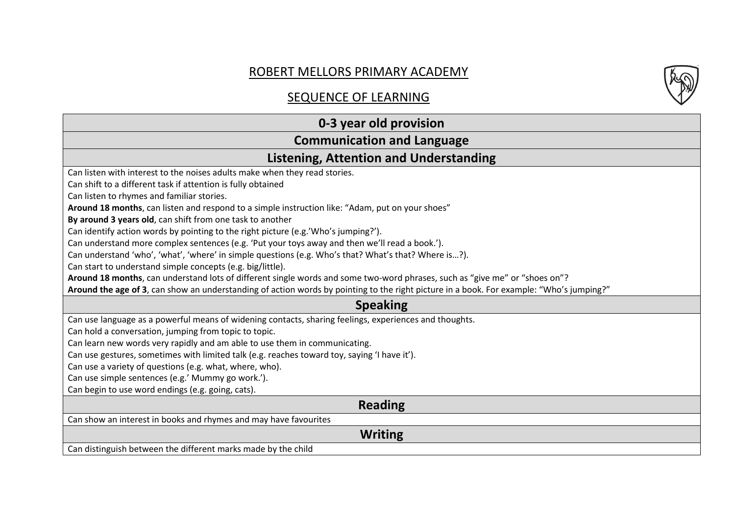# ROBERT MELLORS PRIMARY ACADEMY

## SEQUENCE OF LEARNING

| 0-3 year old provision |
|---|
| **Communication and Language** |
| **Listening, Attention and Understanding** |
| Can listen with interest to the noises adults make when they read stories.<br>Can shift to a different task if attention is fully obtained<br>Can listen to rhymes and familiar stories.<br>**Around 18 months**, can listen and respond to a simple instruction like: "Adam, put on your shoes"<br>**By around 3 years old**, can shift from one task to another<br>Can identify action words by pointing to the right picture (e.g.'Who's jumping?').<br>Can understand more complex sentences (e.g. 'Put your toys away and then we'll read a book.').<br>Can understand 'who', 'what', 'where' in simple questions (e.g. Who's that? What's that? Where is…?).<br>Can start to understand simple concepts (e.g. big/little).<br>**Around 18 months**, can understand lots of different single words and some two-word phrases, such as "give me" or "shoes on"?<br>**Around the age of 3**, can show an understanding of action words by pointing to the right picture in a book. For example: "Who's jumping?" |
| **Speaking** |
| Can use language as a powerful means of widening contacts, sharing feelings, experiences and thoughts.<br>Can hold a conversation, jumping from topic to topic.<br>Can learn new words very rapidly and am able to use them in communicating.<br>Can use gestures, sometimes with limited talk (e.g. reaches toward toy, saying 'I have it').<br>Can use a variety of questions (e.g. what, where, who).<br>Can use simple sentences (e.g.' Mummy go work.').<br>Can begin to use word endings (e.g. going, cats). |
| **Reading** |
| Can show an interest in books and rhymes and may have favourites |
| **Writing** |
| Can distinguish between the different marks made by the child |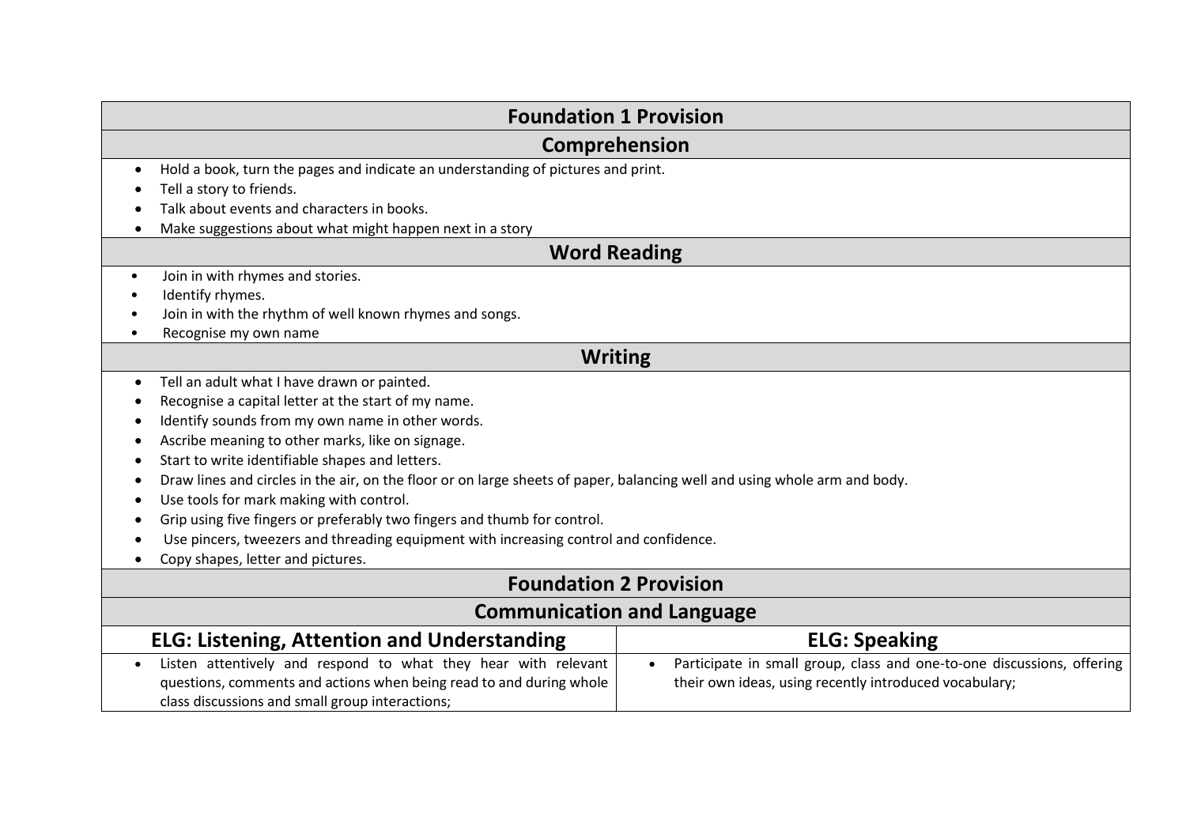## Foundation 1 Provision

### Comprehension

- Hold a book, turn the pages and indicate an understanding of pictures and print.
- Tell a story to friends.
- Talk about events and characters in books.
- Make suggestions about what might happen next in a story

### Word Reading

- Join in with rhymes and stories.
- Identify rhymes.
- Join in with the rhythm of well known rhymes and songs.
- Recognise my own name

### Writing

- Tell an adult what I have drawn or painted.
- Recognise a capital letter at the start of my name.
- Identify sounds from my own name in other words.
- Ascribe meaning to other marks, like on signage.
- Start to write identifiable shapes and letters.
- Draw lines and circles in the air, on the floor or on large sheets of paper, balancing well and using whole arm and body.
- Use tools for mark making with control.
- Grip using five fingers or preferably two fingers and thumb for control.
- Use pincers, tweezers and threading equipment with increasing control and confidence.
- Copy shapes, letter and pictures.

## Foundation 2 Provision

### Communication and Language

| ELG: Listening, Attention and Understanding | ELG: Speaking |
|---|---|
| • Listen attentively and respond to what they hear with relevant questions, comments and actions when being read to and during whole class discussions and small group interactions; | • Participate in small group, class and one-to-one discussions, offering their own ideas, using recently introduced vocabulary; |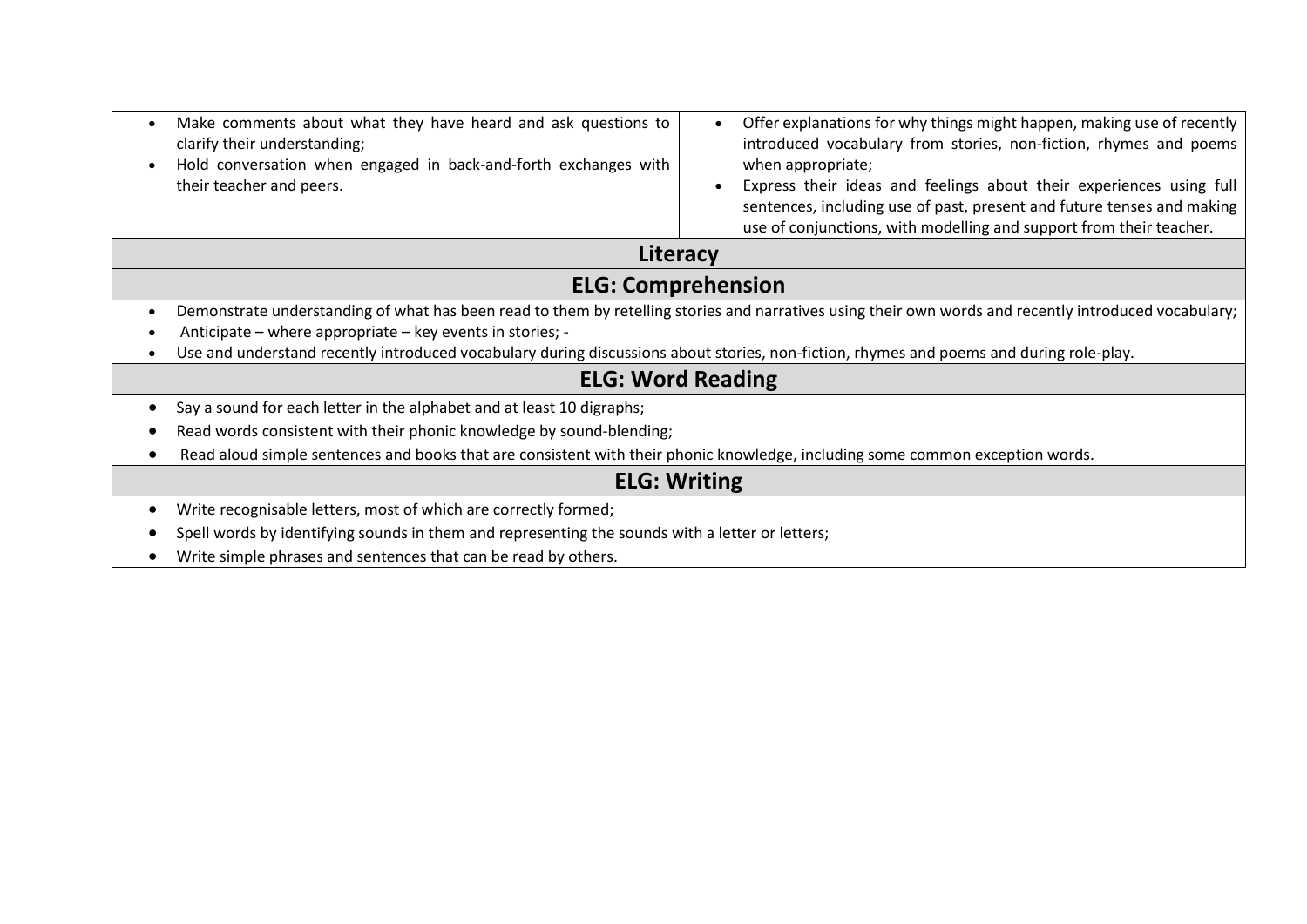| | |
|---|---|
| • Make comments about what they have heard and ask questions to clarify their understanding;<br>• Hold conversation when engaged in back-and-forth exchanges with their teacher and peers. | • Offer explanations for why things might happen, making use of recently introduced vocabulary from stories, non-fiction, rhymes and poems when appropriate;<br>• Express their ideas and feelings about their experiences using full sentences, including use of past, present and future tenses and making use of conjunctions, with modelling and support from their teacher. |

## Literacy

### ELG: Comprehension

- Demonstrate understanding of what has been read to them by retelling stories and narratives using their own words and recently introduced vocabulary;
- Anticipate – where appropriate – key events in stories; -
- Use and understand recently introduced vocabulary during discussions about stories, non-fiction, rhymes and poems and during role-play.

### ELG: Word Reading

- Say a sound for each letter in the alphabet and at least 10 digraphs;
- Read words consistent with their phonic knowledge by sound-blending;
- Read aloud simple sentences and books that are consistent with their phonic knowledge, including some common exception words.

### ELG: Writing

- Write recognisable letters, most of which are correctly formed;
- Spell words by identifying sounds in them and representing the sounds with a letter or letters;
- Write simple phrases and sentences that can be read by others.